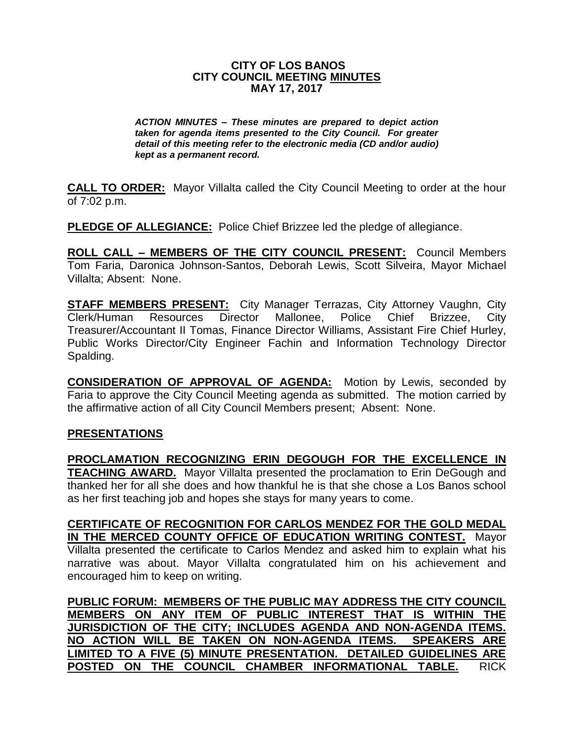**CITY OF LOS BANOS**
**CITY COUNCIL MEETING MINUTES**
**MAY 17, 2017**

***ACTION MINUTES – These minutes are prepared to depict action taken for agenda items presented to the City Council. For greater detail of this meeting refer to the electronic media (CD and/or audio) kept as a permanent record.***

**CALL TO ORDER:** Mayor Villalta called the City Council Meeting to order at the hour of 7:02 p.m.

**PLEDGE OF ALLEGIANCE:** Police Chief Brizzee led the pledge of allegiance.

**ROLL CALL – MEMBERS OF THE CITY COUNCIL PRESENT:** Council Members Tom Faria, Daronica Johnson-Santos, Deborah Lewis, Scott Silveira, Mayor Michael Villalta; Absent: None.

**STAFF MEMBERS PRESENT:** City Manager Terrazas, City Attorney Vaughn, City Clerk/Human Resources Director Mallonee, Police Chief Brizzee, City Treasurer/Accountant II Tomas, Finance Director Williams, Assistant Fire Chief Hurley, Public Works Director/City Engineer Fachin and Information Technology Director Spalding.

**CONSIDERATION OF APPROVAL OF AGENDA:** Motion by Lewis, seconded by Faria to approve the City Council Meeting agenda as submitted. The motion carried by the affirmative action of all City Council Members present; Absent: None.

**PRESENTATIONS**

**PROCLAMATION RECOGNIZING ERIN DEGOUGH FOR THE EXCELLENCE IN TEACHING AWARD.** Mayor Villalta presented the proclamation to Erin DeGough and thanked her for all she does and how thankful he is that she chose a Los Banos school as her first teaching job and hopes she stays for many years to come.

**CERTIFICATE OF RECOGNITION FOR CARLOS MENDEZ FOR THE GOLD MEDAL IN THE MERCED COUNTY OFFICE OF EDUCATION WRITING CONTEST.** Mayor Villalta presented the certificate to Carlos Mendez and asked him to explain what his narrative was about. Mayor Villalta congratulated him on his achievement and encouraged him to keep on writing.

**PUBLIC FORUM: MEMBERS OF THE PUBLIC MAY ADDRESS THE CITY COUNCIL MEMBERS ON ANY ITEM OF PUBLIC INTEREST THAT IS WITHIN THE JURISDICTION OF THE CITY; INCLUDES AGENDA AND NON-AGENDA ITEMS. NO ACTION WILL BE TAKEN ON NON-AGENDA ITEMS. SPEAKERS ARE LIMITED TO A FIVE (5) MINUTE PRESENTATION. DETAILED GUIDELINES ARE POSTED ON THE COUNCIL CHAMBER INFORMATIONAL TABLE.** RICK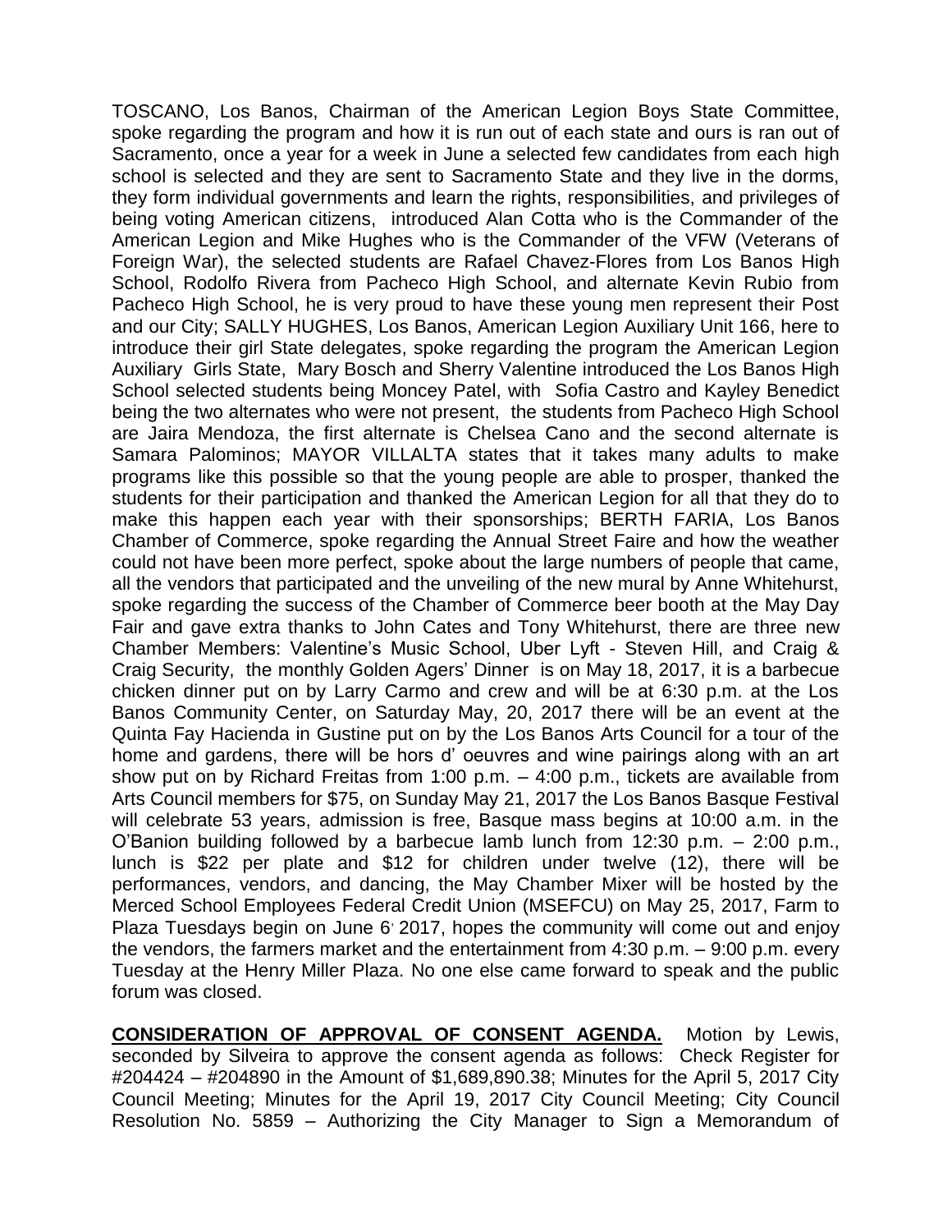TOSCANO, Los Banos, Chairman of the American Legion Boys State Committee, spoke regarding the program and how it is run out of each state and ours is ran out of Sacramento, once a year for a week in June a selected few candidates from each high school is selected and they are sent to Sacramento State and they live in the dorms, they form individual governments and learn the rights, responsibilities, and privileges of being voting American citizens, introduced Alan Cotta who is the Commander of the American Legion and Mike Hughes who is the Commander of the VFW (Veterans of Foreign War), the selected students are Rafael Chavez-Flores from Los Banos High School, Rodolfo Rivera from Pacheco High School, and alternate Kevin Rubio from Pacheco High School, he is very proud to have these young men represent their Post and our City; SALLY HUGHES, Los Banos, American Legion Auxiliary Unit 166, here to introduce their girl State delegates, spoke regarding the program the American Legion Auxiliary Girls State, Mary Bosch and Sherry Valentine introduced the Los Banos High School selected students being Moncey Patel, with Sofia Castro and Kayley Benedict being the two alternates who were not present, the students from Pacheco High School are Jaira Mendoza, the first alternate is Chelsea Cano and the second alternate is Samara Palominos; MAYOR VILLALTA states that it takes many adults to make programs like this possible so that the young people are able to prosper, thanked the students for their participation and thanked the American Legion for all that they do to make this happen each year with their sponsorships; BERTH FARIA, Los Banos Chamber of Commerce, spoke regarding the Annual Street Faire and how the weather could not have been more perfect, spoke about the large numbers of people that came, all the vendors that participated and the unveiling of the new mural by Anne Whitehurst, spoke regarding the success of the Chamber of Commerce beer booth at the May Day Fair and gave extra thanks to John Cates and Tony Whitehurst, there are three new Chamber Members: Valentine's Music School, Uber Lyft - Steven Hill, and Craig & Craig Security, the monthly Golden Agers' Dinner is on May 18, 2017, it is a barbecue chicken dinner put on by Larry Carmo and crew and will be at 6:30 p.m. at the Los Banos Community Center, on Saturday May, 20, 2017 there will be an event at the Quinta Fay Hacienda in Gustine put on by the Los Banos Arts Council for a tour of the home and gardens, there will be hors d' oeuvres and wine pairings along with an art show put on by Richard Freitas from 1:00 p.m. – 4:00 p.m., tickets are available from Arts Council members for $75, on Sunday May 21, 2017 the Los Banos Basque Festival will celebrate 53 years, admission is free, Basque mass begins at 10:00 a.m. in the O'Banion building followed by a barbecue lamb lunch from 12:30 p.m. – 2:00 p.m., lunch is $22 per plate and $12 for children under twelve (12), there will be performances, vendors, and dancing, the May Chamber Mixer will be hosted by the Merced School Employees Federal Credit Union (MSEFCU) on May 25, 2017, Farm to Plaza Tuesdays begin on June 6' 2017, hopes the community will come out and enjoy the vendors, the farmers market and the entertainment from 4:30 p.m. – 9:00 p.m. every Tuesday at the Henry Miller Plaza. No one else came forward to speak and the public forum was closed.

**CONSIDERATION OF APPROVAL OF CONSENT AGENDA.** Motion by Lewis, seconded by Silveira to approve the consent agenda as follows: Check Register for #204424 – #204890 in the Amount of $1,689,890.38; Minutes for the April 5, 2017 City Council Meeting; Minutes for the April 19, 2017 City Council Meeting; City Council Resolution No. 5859 – Authorizing the City Manager to Sign a Memorandum of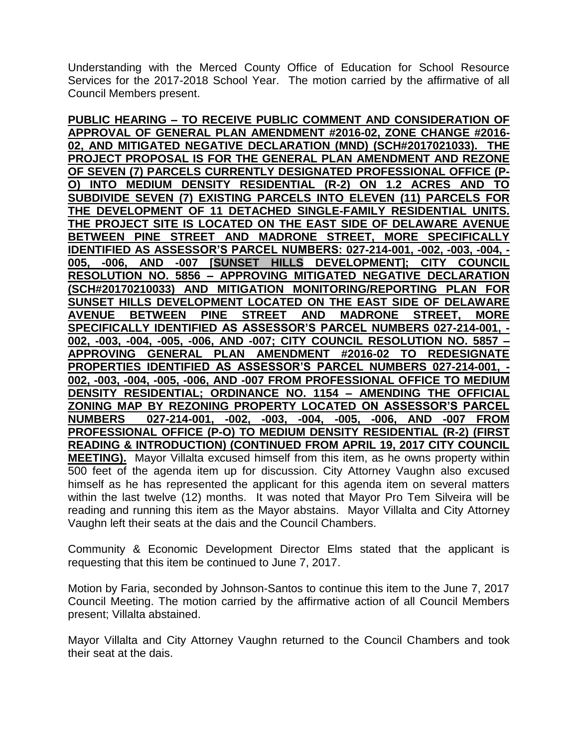Understanding with the Merced County Office of Education for School Resource Services for the 2017-2018 School Year. The motion carried by the affirmative of all Council Members present.

**PUBLIC HEARING – TO RECEIVE PUBLIC COMMENT AND CONSIDERATION OF APPROVAL OF GENERAL PLAN AMENDMENT #2016-02, ZONE CHANGE #2016-02, AND MITIGATED NEGATIVE DECLARATION (MND) (SCH#2017021033). THE PROJECT PROPOSAL IS FOR THE GENERAL PLAN AMENDMENT AND REZONE OF SEVEN (7) PARCELS CURRENTLY DESIGNATED PROFESSIONAL OFFICE (P-O) INTO MEDIUM DENSITY RESIDENTIAL (R-2) ON 1.2 ACRES AND TO SUBDIVIDE SEVEN (7) EXISTING PARCELS INTO ELEVEN (11) PARCELS FOR THE DEVELOPMENT OF 11 DETACHED SINGLE-FAMILY RESIDENTIAL UNITS. THE PROJECT SITE IS LOCATED ON THE EAST SIDE OF DELAWARE AVENUE BETWEEN PINE STREET AND MADRONE STREET, MORE SPECIFICALLY IDENTIFIED AS ASSESSOR'S PARCEL NUMBERS: 027-214-001, -002, -003, -004, -005, -006, AND -007 [SUNSET HILLS DEVELOPMENT]; CITY COUNCIL RESOLUTION NO. 5856 – APPROVING MITIGATED NEGATIVE DECLARATION (SCH#20170210033) AND MITIGATION MONITORING/REPORTING PLAN FOR SUNSET HILLS DEVELOPMENT LOCATED ON THE EAST SIDE OF DELAWARE AVENUE BETWEEN PINE STREET AND MADRONE STREET, MORE SPECIFICALLY IDENTIFIED AS ASSESSOR'S PARCEL NUMBERS 027-214-001, -002, -003, -004, -005, -006, AND -007; CITY COUNCIL RESOLUTION NO. 5857 – APPROVING GENERAL PLAN AMENDMENT #2016-02 TO REDESIGNATE PROPERTIES IDENTIFIED AS ASSESSOR'S PARCEL NUMBERS 027-214-001, -002, -003, -004, -005, -006, AND -007 FROM PROFESSIONAL OFFICE TO MEDIUM DENSITY RESIDENTIAL; ORDINANCE NO. 1154 – AMENDING THE OFFICIAL ZONING MAP BY REZONING PROPERTY LOCATED ON ASSESSOR'S PARCEL NUMBERS 027-214-001, -002, -003, -004, -005, -006, AND -007 FROM PROFESSIONAL OFFICE (P-O) TO MEDIUM DENSITY RESIDENTIAL (R-2) (FIRST READING & INTRODUCTION) (CONTINUED FROM APRIL 19, 2017 CITY COUNCIL MEETING).** Mayor Villalta excused himself from this item, as he owns property within 500 feet of the agenda item up for discussion. City Attorney Vaughn also excused himself as he has represented the applicant for this agenda item on several matters within the last twelve (12) months. It was noted that Mayor Pro Tem Silveira will be reading and running this item as the Mayor abstains. Mayor Villalta and City Attorney Vaughn left their seats at the dais and the Council Chambers.

Community & Economic Development Director Elms stated that the applicant is requesting that this item be continued to June 7, 2017.

Motion by Faria, seconded by Johnson-Santos to continue this item to the June 7, 2017 Council Meeting. The motion carried by the affirmative action of all Council Members present; Villalta abstained.

Mayor Villalta and City Attorney Vaughn returned to the Council Chambers and took their seat at the dais.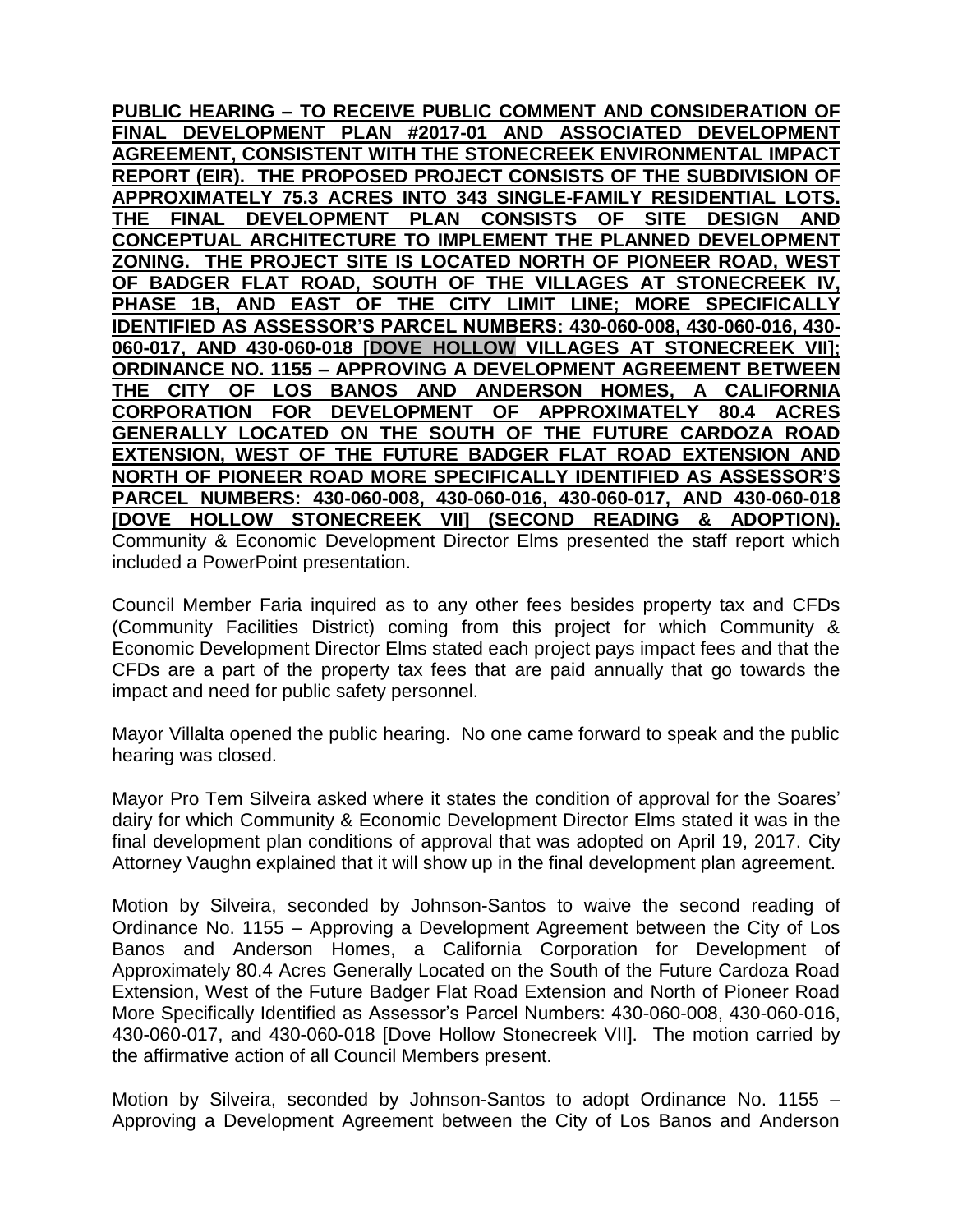**PUBLIC HEARING – TO RECEIVE PUBLIC COMMENT AND CONSIDERATION OF FINAL DEVELOPMENT PLAN #2017-01 AND ASSOCIATED DEVELOPMENT AGREEMENT, CONSISTENT WITH THE STONECREEK ENVIRONMENTAL IMPACT REPORT (EIR). THE PROPOSED PROJECT CONSISTS OF THE SUBDIVISION OF APPROXIMATELY 75.3 ACRES INTO 343 SINGLE-FAMILY RESIDENTIAL LOTS. THE FINAL DEVELOPMENT PLAN CONSISTS OF SITE DESIGN AND CONCEPTUAL ARCHITECTURE TO IMPLEMENT THE PLANNED DEVELOPMENT ZONING. THE PROJECT SITE IS LOCATED NORTH OF PIONEER ROAD, WEST OF BADGER FLAT ROAD, SOUTH OF THE VILLAGES AT STONECREEK IV, PHASE 1B, AND EAST OF THE CITY LIMIT LINE; MORE SPECIFICALLY IDENTIFIED AS ASSESSOR'S PARCEL NUMBERS: 430-060-008, 430-060-016, 430-060-017, AND 430-060-018 [DOVE HOLLOW VILLAGES AT STONECREEK VII]; ORDINANCE NO. 1155 – APPROVING A DEVELOPMENT AGREEMENT BETWEEN THE CITY OF LOS BANOS AND ANDERSON HOMES, A CALIFORNIA CORPORATION FOR DEVELOPMENT OF APPROXIMATELY 80.4 ACRES GENERALLY LOCATED ON THE SOUTH OF THE FUTURE CARDOZA ROAD EXTENSION, WEST OF THE FUTURE BADGER FLAT ROAD EXTENSION AND NORTH OF PIONEER ROAD MORE SPECIFICALLY IDENTIFIED AS ASSESSOR'S PARCEL NUMBERS: 430-060-008, 430-060-016, 430-060-017, AND 430-060-018 [DOVE HOLLOW STONECREEK VII] (SECOND READING & ADOPTION).** Community & Economic Development Director Elms presented the staff report which included a PowerPoint presentation.

Council Member Faria inquired as to any other fees besides property tax and CFDs (Community Facilities District) coming from this project for which Community & Economic Development Director Elms stated each project pays impact fees and that the CFDs are a part of the property tax fees that are paid annually that go towards the impact and need for public safety personnel.

Mayor Villalta opened the public hearing. No one came forward to speak and the public hearing was closed.

Mayor Pro Tem Silveira asked where it states the condition of approval for the Soares' dairy for which Community & Economic Development Director Elms stated it was in the final development plan conditions of approval that was adopted on April 19, 2017. City Attorney Vaughn explained that it will show up in the final development plan agreement.

Motion by Silveira, seconded by Johnson-Santos to waive the second reading of Ordinance No. 1155 – Approving a Development Agreement between the City of Los Banos and Anderson Homes, a California Corporation for Development of Approximately 80.4 Acres Generally Located on the South of the Future Cardoza Road Extension, West of the Future Badger Flat Road Extension and North of Pioneer Road More Specifically Identified as Assessor's Parcel Numbers: 430-060-008, 430-060-016, 430-060-017, and 430-060-018 [Dove Hollow Stonecreek VII]. The motion carried by the affirmative action of all Council Members present.

Motion by Silveira, seconded by Johnson-Santos to adopt Ordinance No. 1155 – Approving a Development Agreement between the City of Los Banos and Anderson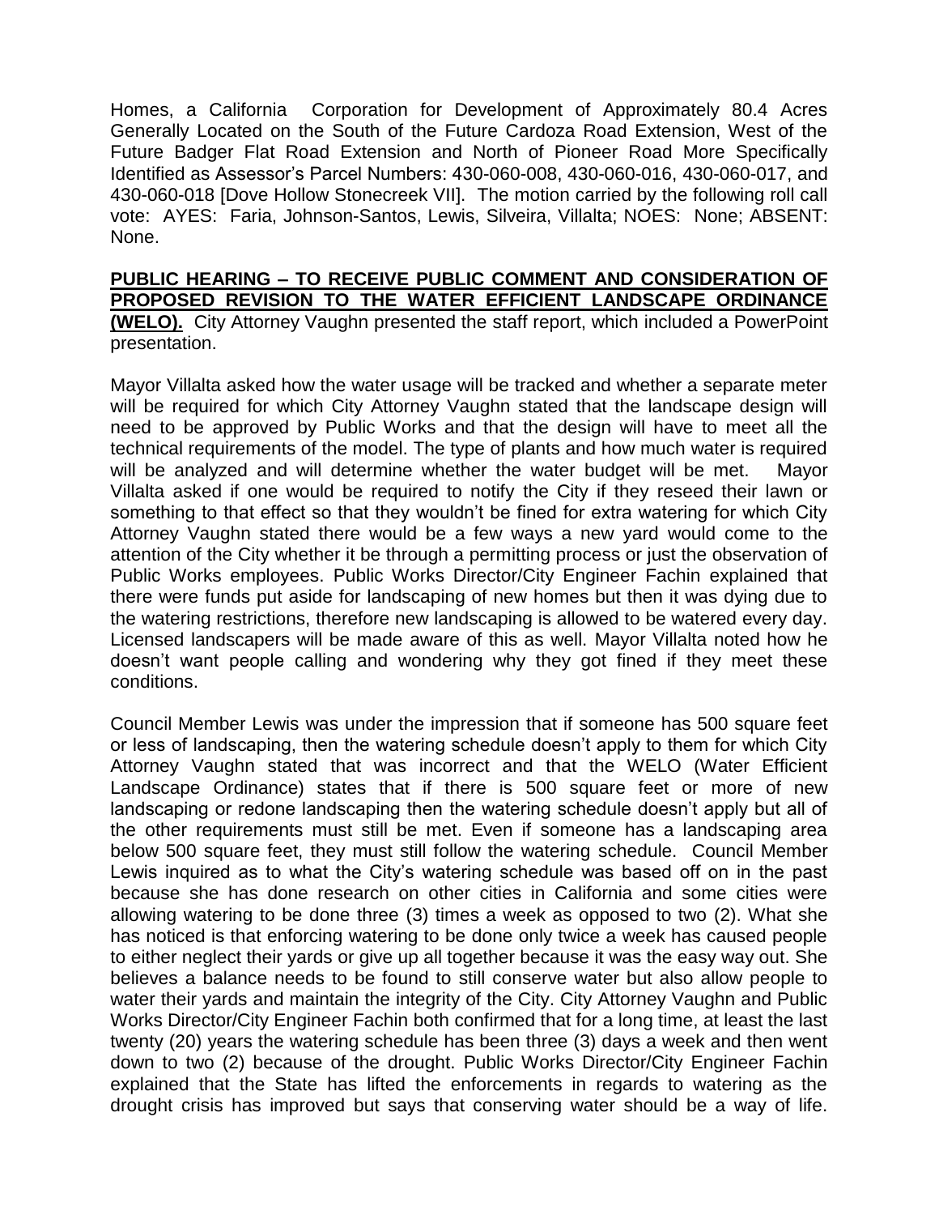Homes, a California Corporation for Development of Approximately 80.4 Acres Generally Located on the South of the Future Cardoza Road Extension, West of the Future Badger Flat Road Extension and North of Pioneer Road More Specifically Identified as Assessor's Parcel Numbers: 430-060-008, 430-060-016, 430-060-017, and 430-060-018 [Dove Hollow Stonecreek VII]. The motion carried by the following roll call vote: AYES: Faria, Johnson-Santos, Lewis, Silveira, Villalta; NOES: None; ABSENT: None.

**PUBLIC HEARING – TO RECEIVE PUBLIC COMMENT AND CONSIDERATION OF PROPOSED REVISION TO THE WATER EFFICIENT LANDSCAPE ORDINANCE (WELO).** City Attorney Vaughn presented the staff report, which included a PowerPoint presentation.

Mayor Villalta asked how the water usage will be tracked and whether a separate meter will be required for which City Attorney Vaughn stated that the landscape design will need to be approved by Public Works and that the design will have to meet all the technical requirements of the model. The type of plants and how much water is required will be analyzed and will determine whether the water budget will be met. Mayor Villalta asked if one would be required to notify the City if they reseed their lawn or something to that effect so that they wouldn't be fined for extra watering for which City Attorney Vaughn stated there would be a few ways a new yard would come to the attention of the City whether it be through a permitting process or just the observation of Public Works employees. Public Works Director/City Engineer Fachin explained that there were funds put aside for landscaping of new homes but then it was dying due to the watering restrictions, therefore new landscaping is allowed to be watered every day. Licensed landscapers will be made aware of this as well. Mayor Villalta noted how he doesn't want people calling and wondering why they got fined if they meet these conditions.

Council Member Lewis was under the impression that if someone has 500 square feet or less of landscaping, then the watering schedule doesn't apply to them for which City Attorney Vaughn stated that was incorrect and that the WELO (Water Efficient Landscape Ordinance) states that if there is 500 square feet or more of new landscaping or redone landscaping then the watering schedule doesn't apply but all of the other requirements must still be met. Even if someone has a landscaping area below 500 square feet, they must still follow the watering schedule. Council Member Lewis inquired as to what the City's watering schedule was based off on in the past because she has done research on other cities in California and some cities were allowing watering to be done three (3) times a week as opposed to two (2). What she has noticed is that enforcing watering to be done only twice a week has caused people to either neglect their yards or give up all together because it was the easy way out. She believes a balance needs to be found to still conserve water but also allow people to water their yards and maintain the integrity of the City. City Attorney Vaughn and Public Works Director/City Engineer Fachin both confirmed that for a long time, at least the last twenty (20) years the watering schedule has been three (3) days a week and then went down to two (2) because of the drought. Public Works Director/City Engineer Fachin explained that the State has lifted the enforcements in regards to watering as the drought crisis has improved but says that conserving water should be a way of life.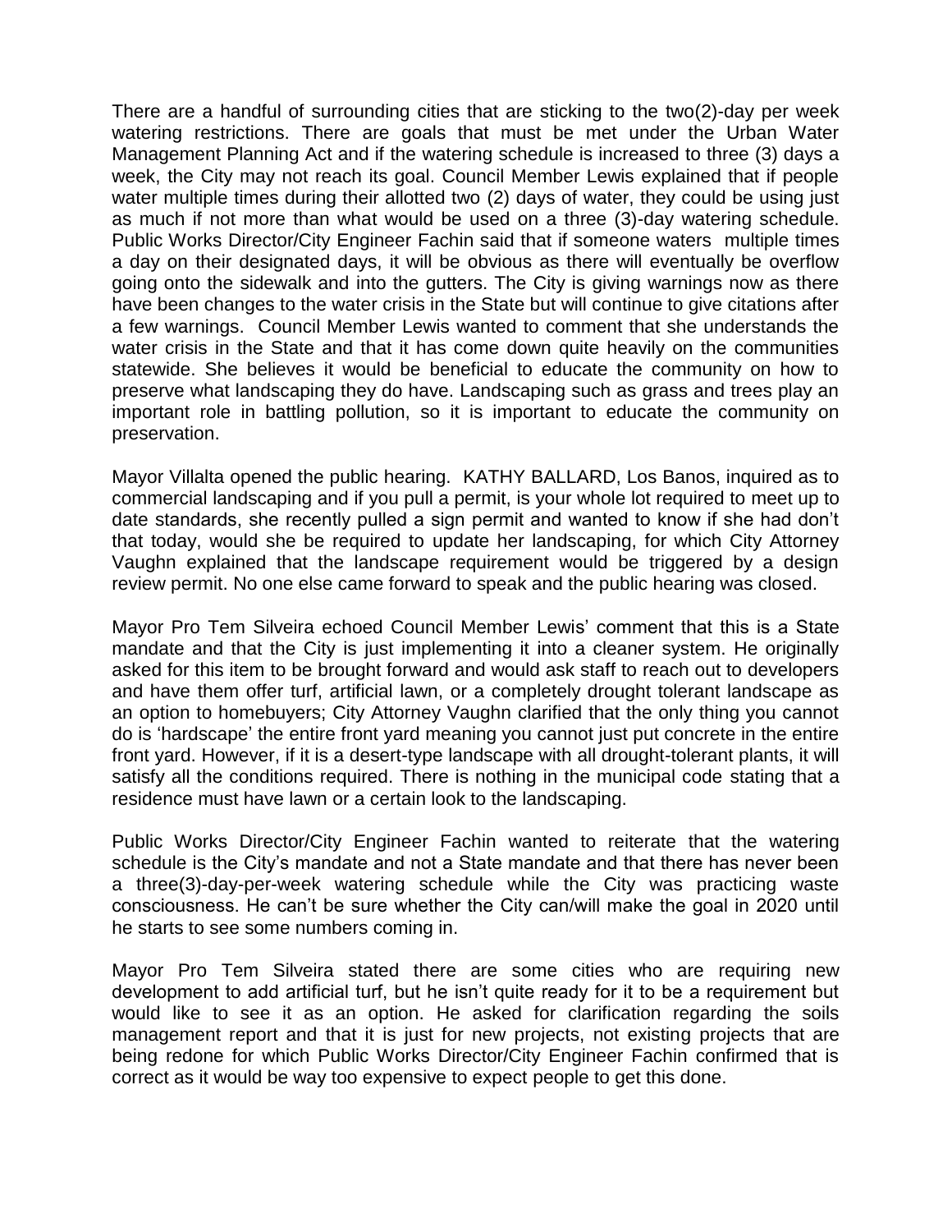There are a handful of surrounding cities that are sticking to the two(2)-day per week watering restrictions. There are goals that must be met under the Urban Water Management Planning Act and if the watering schedule is increased to three (3) days a week, the City may not reach its goal. Council Member Lewis explained that if people water multiple times during their allotted two (2) days of water, they could be using just as much if not more than what would be used on a three (3)-day watering schedule. Public Works Director/City Engineer Fachin said that if someone waters multiple times a day on their designated days, it will be obvious as there will eventually be overflow going onto the sidewalk and into the gutters. The City is giving warnings now as there have been changes to the water crisis in the State but will continue to give citations after a few warnings. Council Member Lewis wanted to comment that she understands the water crisis in the State and that it has come down quite heavily on the communities statewide. She believes it would be beneficial to educate the community on how to preserve what landscaping they do have. Landscaping such as grass and trees play an important role in battling pollution, so it is important to educate the community on preservation.

Mayor Villalta opened the public hearing. KATHY BALLARD, Los Banos, inquired as to commercial landscaping and if you pull a permit, is your whole lot required to meet up to date standards, she recently pulled a sign permit and wanted to know if she had don't that today, would she be required to update her landscaping, for which City Attorney Vaughn explained that the landscape requirement would be triggered by a design review permit. No one else came forward to speak and the public hearing was closed.

Mayor Pro Tem Silveira echoed Council Member Lewis' comment that this is a State mandate and that the City is just implementing it into a cleaner system. He originally asked for this item to be brought forward and would ask staff to reach out to developers and have them offer turf, artificial lawn, or a completely drought tolerant landscape as an option to homebuyers; City Attorney Vaughn clarified that the only thing you cannot do is 'hardscape' the entire front yard meaning you cannot just put concrete in the entire front yard. However, if it is a desert-type landscape with all drought-tolerant plants, it will satisfy all the conditions required. There is nothing in the municipal code stating that a residence must have lawn or a certain look to the landscaping.

Public Works Director/City Engineer Fachin wanted to reiterate that the watering schedule is the City's mandate and not a State mandate and that there has never been a three(3)-day-per-week watering schedule while the City was practicing waste consciousness. He can't be sure whether the City can/will make the goal in 2020 until he starts to see some numbers coming in.

Mayor Pro Tem Silveira stated there are some cities who are requiring new development to add artificial turf, but he isn't quite ready for it to be a requirement but would like to see it as an option. He asked for clarification regarding the soils management report and that it is just for new projects, not existing projects that are being redone for which Public Works Director/City Engineer Fachin confirmed that is correct as it would be way too expensive to expect people to get this done.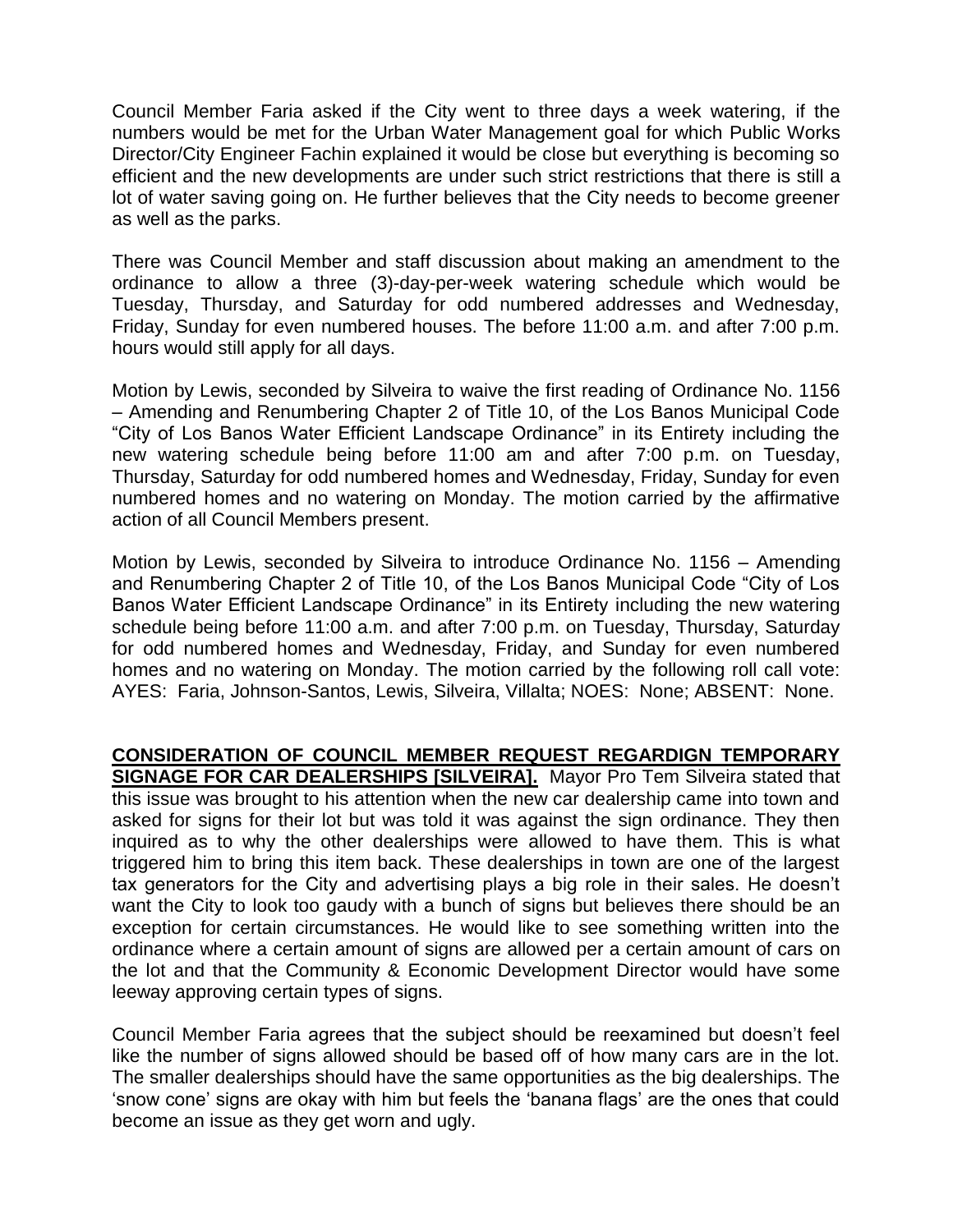Council Member Faria asked if the City went to three days a week watering, if the numbers would be met for the Urban Water Management goal for which Public Works Director/City Engineer Fachin explained it would be close but everything is becoming so efficient and the new developments are under such strict restrictions that there is still a lot of water saving going on. He further believes that the City needs to become greener as well as the parks.

There was Council Member and staff discussion about making an amendment to the ordinance to allow a three (3)-day-per-week watering schedule which would be Tuesday, Thursday, and Saturday for odd numbered addresses and Wednesday, Friday, Sunday for even numbered houses. The before 11:00 a.m. and after 7:00 p.m. hours would still apply for all days.

Motion by Lewis, seconded by Silveira to waive the first reading of Ordinance No. 1156 – Amending and Renumbering Chapter 2 of Title 10, of the Los Banos Municipal Code "City of Los Banos Water Efficient Landscape Ordinance" in its Entirety including the new watering schedule being before 11:00 am and after 7:00 p.m. on Tuesday, Thursday, Saturday for odd numbered homes and Wednesday, Friday, Sunday for even numbered homes and no watering on Monday. The motion carried by the affirmative action of all Council Members present.

Motion by Lewis, seconded by Silveira to introduce Ordinance No. 1156 – Amending and Renumbering Chapter 2 of Title 10, of the Los Banos Municipal Code "City of Los Banos Water Efficient Landscape Ordinance" in its Entirety including the new watering schedule being before 11:00 a.m. and after 7:00 p.m. on Tuesday, Thursday, Saturday for odd numbered homes and Wednesday, Friday, and Sunday for even numbered homes and no watering on Monday. The motion carried by the following roll call vote: AYES: Faria, Johnson-Santos, Lewis, Silveira, Villalta; NOES: None; ABSENT: None.

**CONSIDERATION OF COUNCIL MEMBER REQUEST REGARDIGN TEMPORARY SIGNAGE FOR CAR DEALERSHIPS [SILVEIRA].** Mayor Pro Tem Silveira stated that this issue was brought to his attention when the new car dealership came into town and asked for signs for their lot but was told it was against the sign ordinance. They then inquired as to why the other dealerships were allowed to have them. This is what triggered him to bring this item back. These dealerships in town are one of the largest tax generators for the City and advertising plays a big role in their sales. He doesn't want the City to look too gaudy with a bunch of signs but believes there should be an exception for certain circumstances. He would like to see something written into the ordinance where a certain amount of signs are allowed per a certain amount of cars on the lot and that the Community & Economic Development Director would have some leeway approving certain types of signs.

Council Member Faria agrees that the subject should be reexamined but doesn't feel like the number of signs allowed should be based off of how many cars are in the lot. The smaller dealerships should have the same opportunities as the big dealerships. The 'snow cone' signs are okay with him but feels the 'banana flags' are the ones that could become an issue as they get worn and ugly.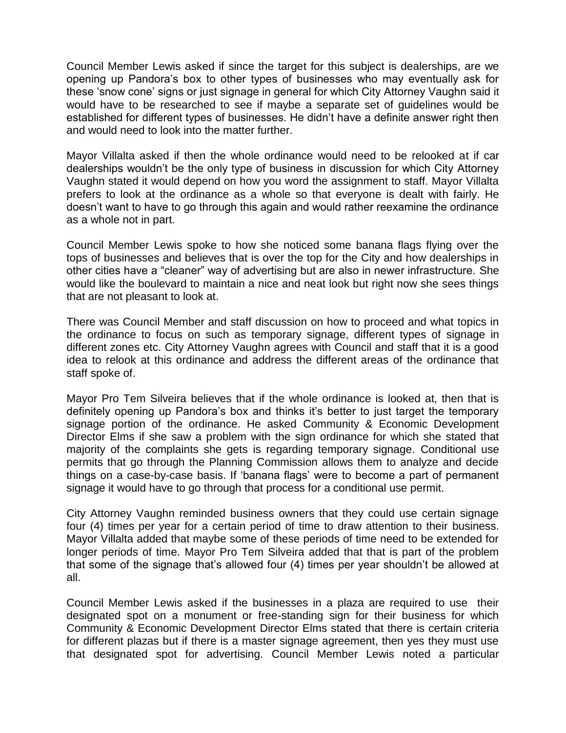Council Member Lewis asked if since the target for this subject is dealerships, are we opening up Pandora's box to other types of businesses who may eventually ask for these 'snow cone' signs or just signage in general for which City Attorney Vaughn said it would have to be researched to see if maybe a separate set of guidelines would be established for different types of businesses. He didn't have a definite answer right then and would need to look into the matter further.

Mayor Villalta asked if then the whole ordinance would need to be relooked at if car dealerships wouldn't be the only type of business in discussion for which City Attorney Vaughn stated it would depend on how you word the assignment to staff. Mayor Villalta prefers to look at the ordinance as a whole so that everyone is dealt with fairly. He doesn't want to have to go through this again and would rather reexamine the ordinance as a whole not in part.

Council Member Lewis spoke to how she noticed some banana flags flying over the tops of businesses and believes that is over the top for the City and how dealerships in other cities have a "cleaner" way of advertising but are also in newer infrastructure. She would like the boulevard to maintain a nice and neat look but right now she sees things that are not pleasant to look at.

There was Council Member and staff discussion on how to proceed and what topics in the ordinance to focus on such as temporary signage, different types of signage in different zones etc. City Attorney Vaughn agrees with Council and staff that it is a good idea to relook at this ordinance and address the different areas of the ordinance that staff spoke of.

Mayor Pro Tem Silveira believes that if the whole ordinance is looked at, then that is definitely opening up Pandora's box and thinks it's better to just target the temporary signage portion of the ordinance. He asked Community & Economic Development Director Elms if she saw a problem with the sign ordinance for which she stated that majority of the complaints she gets is regarding temporary signage. Conditional use permits that go through the Planning Commission allows them to analyze and decide things on a case-by-case basis. If 'banana flags' were to become a part of permanent signage it would have to go through that process for a conditional use permit.

City Attorney Vaughn reminded business owners that they could use certain signage four (4) times per year for a certain period of time to draw attention to their business. Mayor Villalta added that maybe some of these periods of time need to be extended for longer periods of time. Mayor Pro Tem Silveira added that that is part of the problem that some of the signage that's allowed four (4) times per year shouldn't be allowed at all.

Council Member Lewis asked if the businesses in a plaza are required to use their designated spot on a monument or free-standing sign for their business for which Community & Economic Development Director Elms stated that there is certain criteria for different plazas but if there is a master signage agreement, then yes they must use that designated spot for advertising. Council Member Lewis noted a particular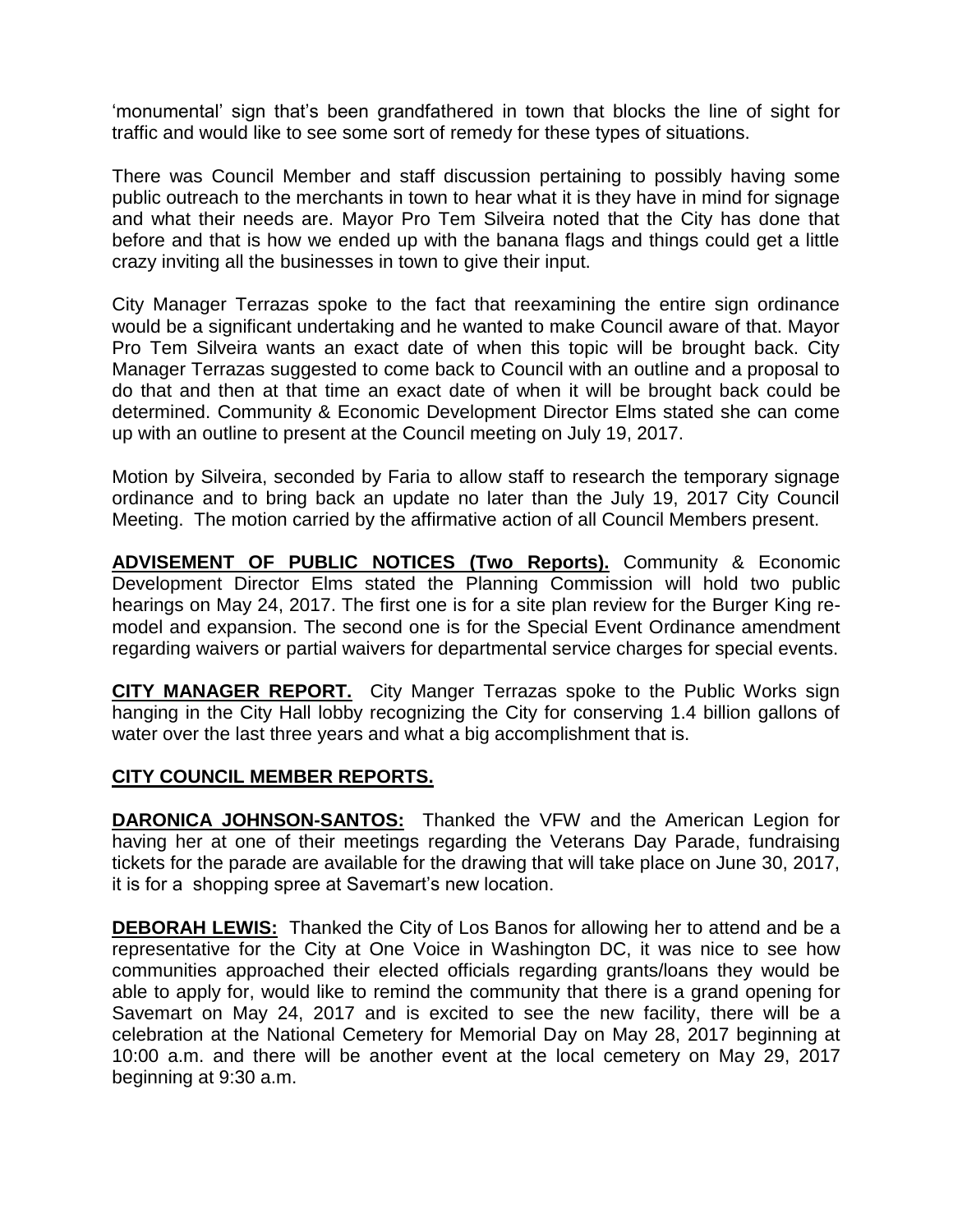'monumental' sign that's been grandfathered in town that blocks the line of sight for traffic and would like to see some sort of remedy for these types of situations.

There was Council Member and staff discussion pertaining to possibly having some public outreach to the merchants in town to hear what it is they have in mind for signage and what their needs are. Mayor Pro Tem Silveira noted that the City has done that before and that is how we ended up with the banana flags and things could get a little crazy inviting all the businesses in town to give their input.

City Manager Terrazas spoke to the fact that reexamining the entire sign ordinance would be a significant undertaking and he wanted to make Council aware of that. Mayor Pro Tem Silveira wants an exact date of when this topic will be brought back. City Manager Terrazas suggested to come back to Council with an outline and a proposal to do that and then at that time an exact date of when it will be brought back could be determined. Community & Economic Development Director Elms stated she can come up with an outline to present at the Council meeting on July 19, 2017.

Motion by Silveira, seconded by Faria to allow staff to research the temporary signage ordinance and to bring back an update no later than the July 19, 2017 City Council Meeting. The motion carried by the affirmative action of all Council Members present.

**ADVISEMENT OF PUBLIC NOTICES (Two Reports).** Community & Economic Development Director Elms stated the Planning Commission will hold two public hearings on May 24, 2017. The first one is for a site plan review for the Burger King re-model and expansion. The second one is for the Special Event Ordinance amendment regarding waivers or partial waivers for departmental service charges for special events.

**CITY MANAGER REPORT.** City Manger Terrazas spoke to the Public Works sign hanging in the City Hall lobby recognizing the City for conserving 1.4 billion gallons of water over the last three years and what a big accomplishment that is.

**CITY COUNCIL MEMBER REPORTS.**

**DARONICA JOHNSON-SANTOS:** Thanked the VFW and the American Legion for having her at one of their meetings regarding the Veterans Day Parade, fundraising tickets for the parade are available for the drawing that will take place on June 30, 2017, it is for a shopping spree at Savemart's new location.

**DEBORAH LEWIS:** Thanked the City of Los Banos for allowing her to attend and be a representative for the City at One Voice in Washington DC, it was nice to see how communities approached their elected officials regarding grants/loans they would be able to apply for, would like to remind the community that there is a grand opening for Savemart on May 24, 2017 and is excited to see the new facility, there will be a celebration at the National Cemetery for Memorial Day on May 28, 2017 beginning at 10:00 a.m. and there will be another event at the local cemetery on May 29, 2017 beginning at 9:30 a.m.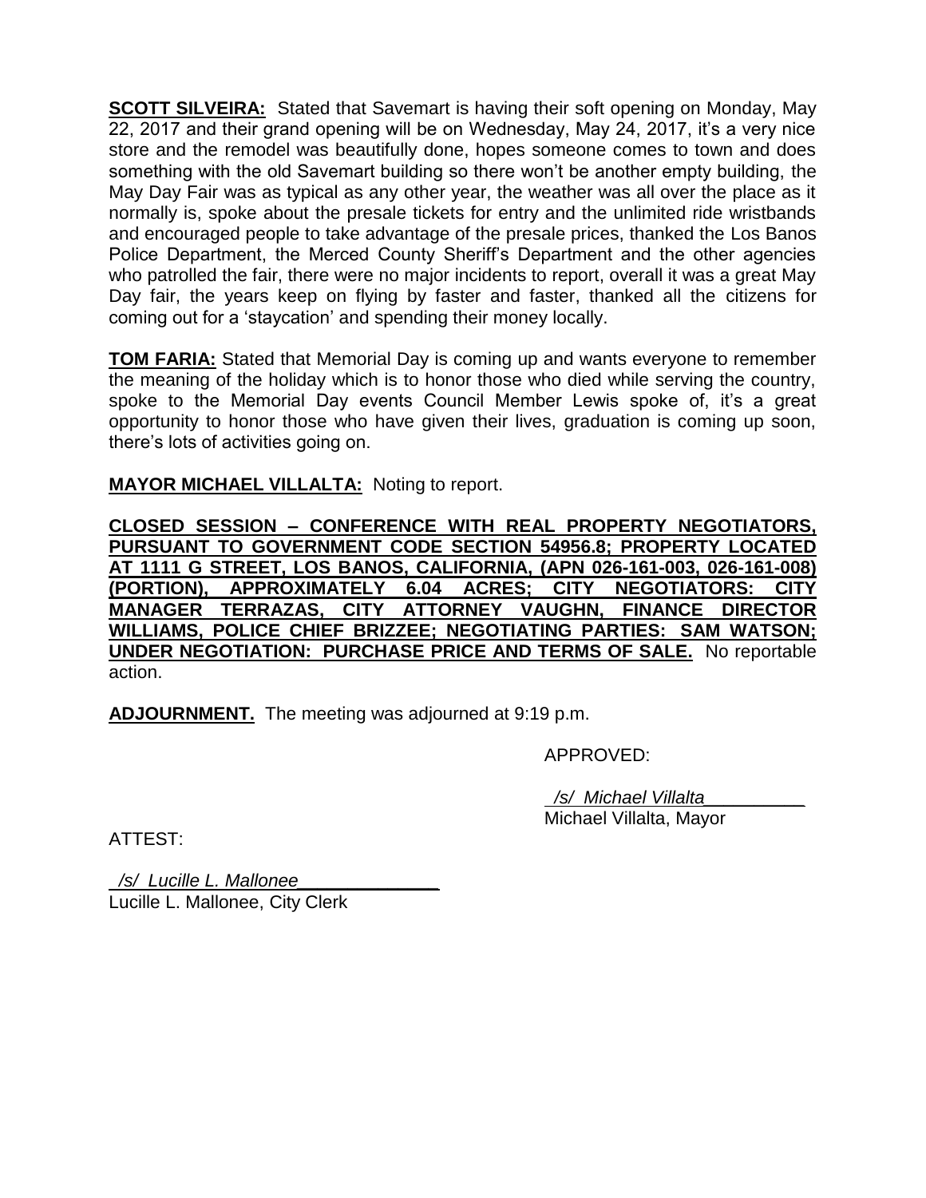**SCOTT SILVEIRA:** Stated that Savemart is having their soft opening on Monday, May 22, 2017 and their grand opening will be on Wednesday, May 24, 2017, it's a very nice store and the remodel was beautifully done, hopes someone comes to town and does something with the old Savemart building so there won't be another empty building, the May Day Fair was as typical as any other year, the weather was all over the place as it normally is, spoke about the presale tickets for entry and the unlimited ride wristbands and encouraged people to take advantage of the presale prices, thanked the Los Banos Police Department, the Merced County Sheriff's Department and the other agencies who patrolled the fair, there were no major incidents to report, overall it was a great May Day fair, the years keep on flying by faster and faster, thanked all the citizens for coming out for a 'staycation' and spending their money locally.

**TOM FARIA:** Stated that Memorial Day is coming up and wants everyone to remember the meaning of the holiday which is to honor those who died while serving the country, spoke to the Memorial Day events Council Member Lewis spoke of, it's a great opportunity to honor those who have given their lives, graduation is coming up soon, there's lots of activities going on.

**MAYOR MICHAEL VILLALTA:** Noting to report.

**CLOSED SESSION – CONFERENCE WITH REAL PROPERTY NEGOTIATORS, PURSUANT TO GOVERNMENT CODE SECTION 54956.8; PROPERTY LOCATED AT 1111 G STREET, LOS BANOS, CALIFORNIA, (APN 026-161-003, 026-161-008) (PORTION), APPROXIMATELY 6.04 ACRES; CITY NEGOTIATORS: CITY MANAGER TERRAZAS, CITY ATTORNEY VAUGHN, FINANCE DIRECTOR WILLIAMS, POLICE CHIEF BRIZZEE; NEGOTIATING PARTIES: SAM WATSON; UNDER NEGOTIATION: PURCHASE PRICE AND TERMS OF SALE.** No reportable action.

**ADJOURNMENT.** The meeting was adjourned at 9:19 p.m.

APPROVED:

*/s/ Michael Villalta*
Michael Villalta, Mayor

ATTEST:

*/s/ Lucille L. Mallonee*
Lucille L. Mallonee, City Clerk